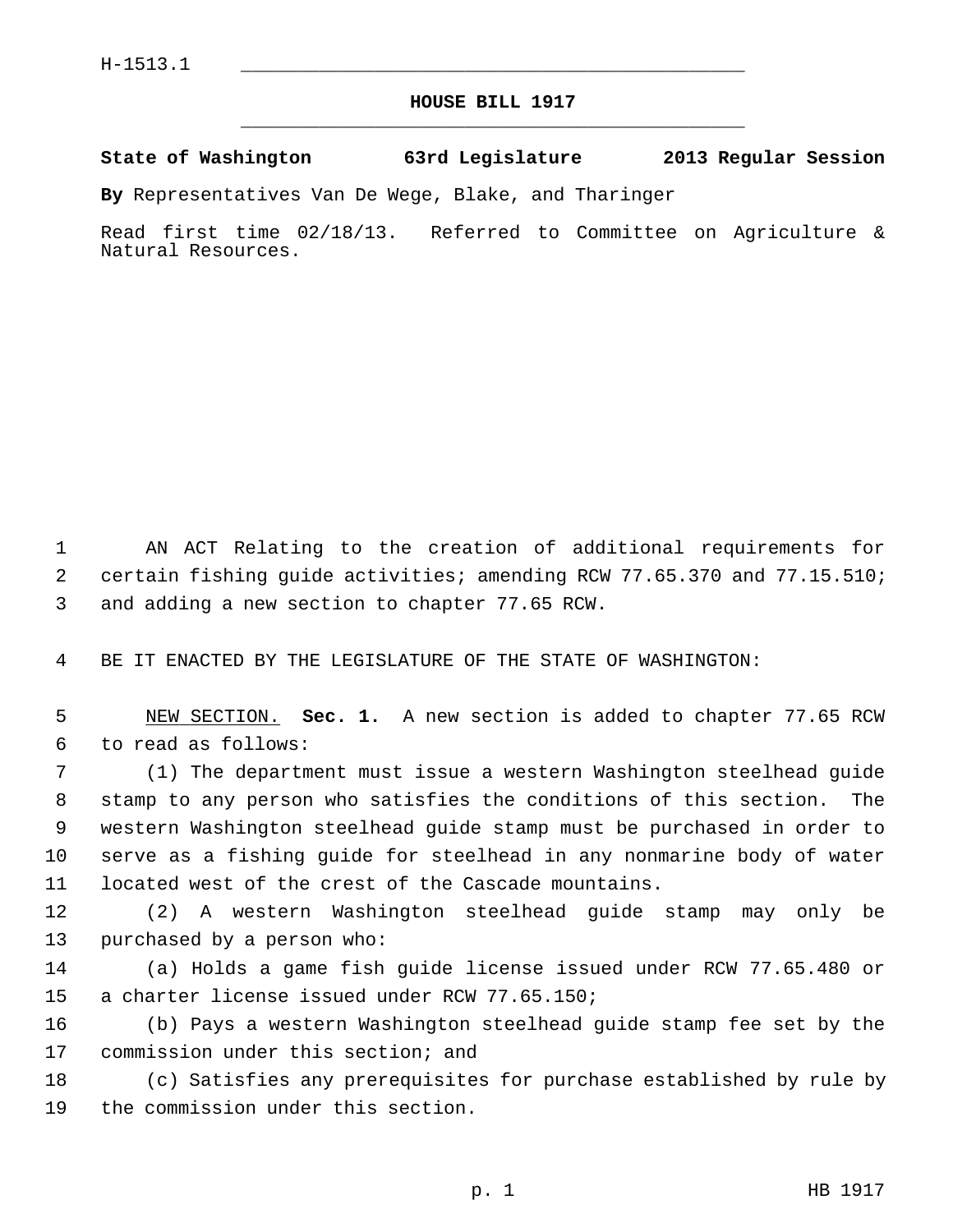H-1513.1

# HOUSE BILL 1917

**State of Washington 63rd Legislature 2013 Regular Session**

**By** Representatives Van De Wege, Blake, and Tharinger

Read first time 02/18/13. Referred to Committee on Agriculture & Natural Resources.

AN ACT Relating to the creation of additional requirements for certain fishing guide activities; amending RCW 77.65.370 and 77.15.510; and adding a new section to chapter 77.65 RCW.

BE IT ENACTED BY THE LEGISLATURE OF THE STATE OF WASHINGTON:

NEW SECTION. **Sec. 1.** A new section is added to chapter 77.65 RCW to read as follows:

(1) The department must issue a western Washington steelhead guide stamp to any person who satisfies the conditions of this section. The western Washington steelhead guide stamp must be purchased in order to serve as a fishing guide for steelhead in any nonmarine body of water located west of the crest of the Cascade mountains.

(2) A western Washington steelhead guide stamp may only be purchased by a person who:

(a) Holds a game fish guide license issued under RCW 77.65.480 or a charter license issued under RCW 77.65.150;

(b) Pays a western Washington steelhead guide stamp fee set by the commission under this section; and

(c) Satisfies any prerequisites for purchase established by rule by the commission under this section.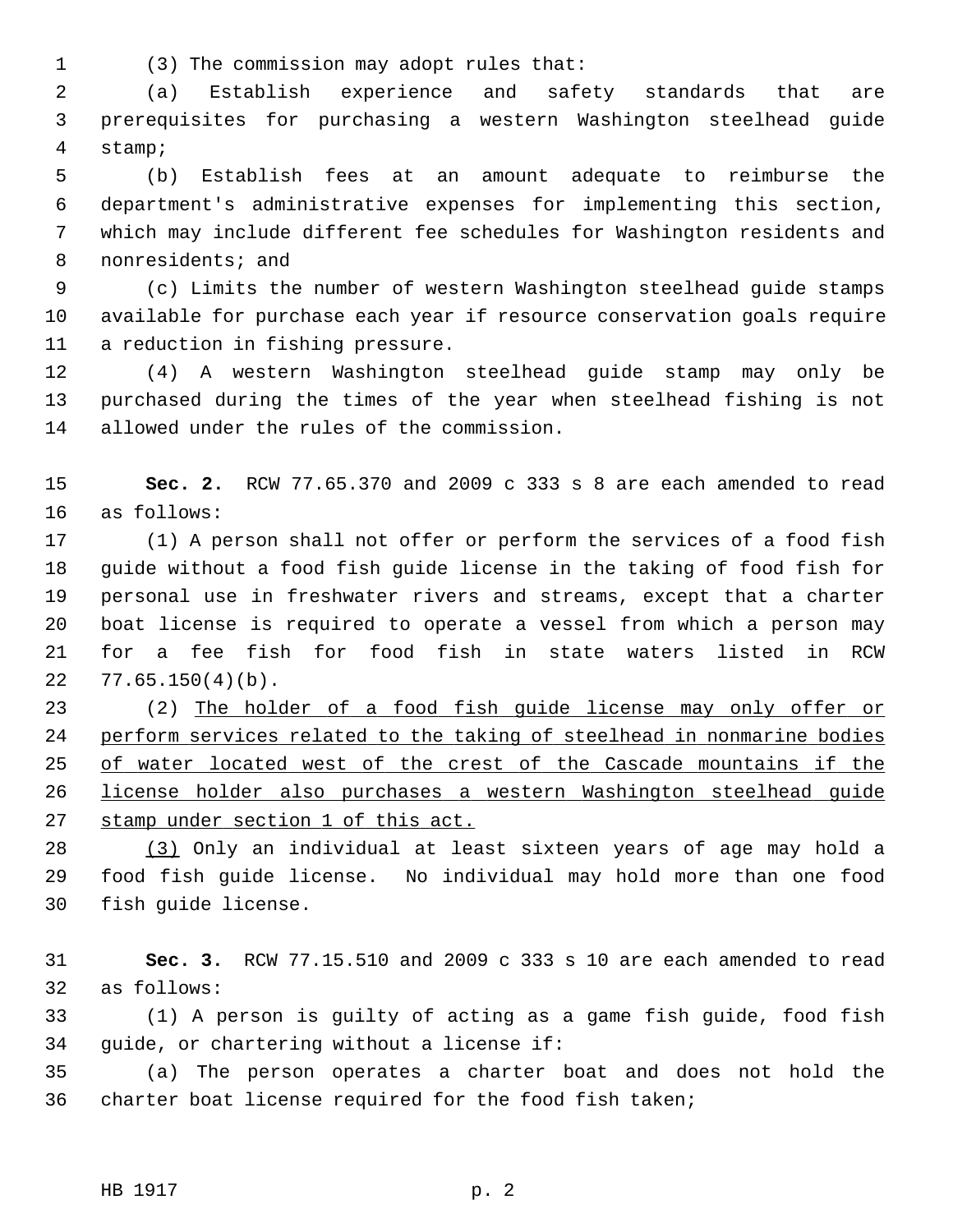(3) The commission may adopt rules that:

(a) Establish experience and safety standards that are prerequisites for purchasing a western Washington steelhead guide stamp;

(b) Establish fees at an amount adequate to reimburse the department's administrative expenses for implementing this section, which may include different fee schedules for Washington residents and nonresidents; and

(c) Limits the number of western Washington steelhead guide stamps available for purchase each year if resource conservation goals require a reduction in fishing pressure.

(4) A western Washington steelhead guide stamp may only be purchased during the times of the year when steelhead fishing is not allowed under the rules of the commission.

**Sec. 2.** RCW 77.65.370 and 2009 c 333 s 8 are each amended to read as follows:

(1) A person shall not offer or perform the services of a food fish guide without a food fish guide license in the taking of food fish for personal use in freshwater rivers and streams, except that a charter boat license is required to operate a vessel from which a person may for a fee fish for food fish in state waters listed in RCW 77.65.150(4)(b).

(2) <u>The holder of a food fish guide license may only offer or perform services related to the taking of steelhead in nonmarine bodies of water located west of the crest of the Cascade mountains if the license holder also purchases a western Washington steelhead guide stamp under section 1 of this act.</u>

<u>(3)</u> Only an individual at least sixteen years of age may hold a food fish guide license. No individual may hold more than one food fish guide license.

**Sec. 3.** RCW 77.15.510 and 2009 c 333 s 10 are each amended to read as follows:

(1) A person is guilty of acting as a game fish guide, food fish guide, or chartering without a license if:

(a) The person operates a charter boat and does not hold the charter boat license required for the food fish taken;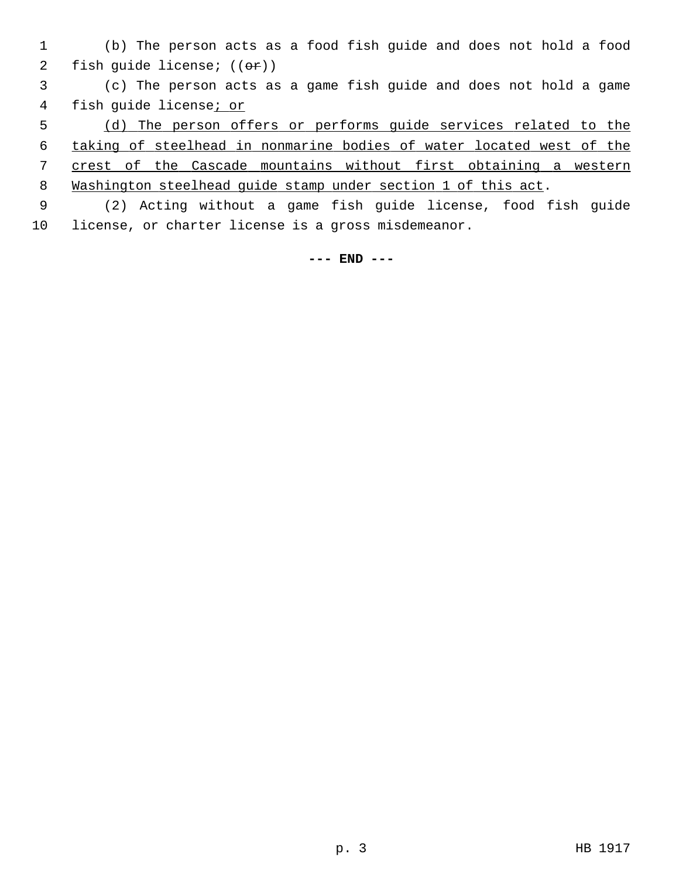(b) The person acts as a food fish guide and does not hold a food fish guide license; ((~~or~~))

(c) The person acts as a game fish guide and does not hold a game fish guide license<u>; or</u>

<u>(d) The person offers or performs guide services related to the taking of steelhead in nonmarine bodies of water located west of the crest of the Cascade mountains without first obtaining a western Washington steelhead guide stamp under section 1 of this act</u>.

(2) Acting without a game fish guide license, food fish guide license, or charter license is a gross misdemeanor.

**--- END ---**